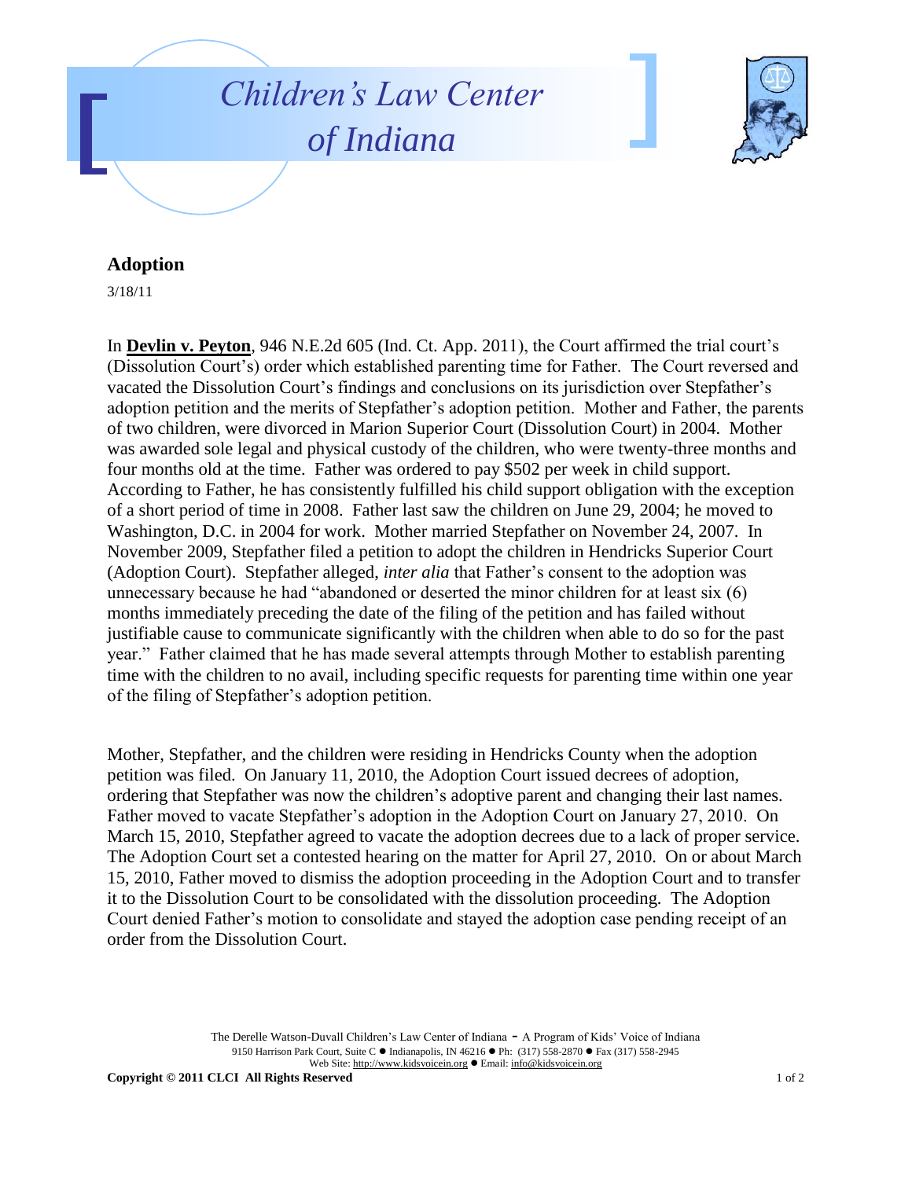# Children's Law Center of Indiana

## Adoption

3/18/11

In **Devlin v. Peyton**, 946 N.E.2d 605 (Ind. Ct. App. 2011), the Court affirmed the trial court's (Dissolution Court's) order which established parenting time for Father. The Court reversed and vacated the Dissolution Court's findings and conclusions on its jurisdiction over Stepfather's adoption petition and the merits of Stepfather's adoption petition. Mother and Father, the parents of two children, were divorced in Marion Superior Court (Dissolution Court) in 2004. Mother was awarded sole legal and physical custody of the children, who were twenty-three months and four months old at the time. Father was ordered to pay $502 per week in child support. According to Father, he has consistently fulfilled his child support obligation with the exception of a short period of time in 2008. Father last saw the children on June 29, 2004; he moved to Washington, D.C. in 2004 for work. Mother married Stepfather on November 24, 2007. In November 2009, Stepfather filed a petition to adopt the children in Hendricks Superior Court (Adoption Court). Stepfather alleged, *inter alia* that Father's consent to the adoption was unnecessary because he had "abandoned or deserted the minor children for at least six (6) months immediately preceding the date of the filing of the petition and has failed without justifiable cause to communicate significantly with the children when able to do so for the past year." Father claimed that he has made several attempts through Mother to establish parenting time with the children to no avail, including specific requests for parenting time within one year of the filing of Stepfather's adoption petition.

Mother, Stepfather, and the children were residing in Hendricks County when the adoption petition was filed. On January 11, 2010, the Adoption Court issued decrees of adoption, ordering that Stepfather was now the children's adoptive parent and changing their last names. Father moved to vacate Stepfather's adoption in the Adoption Court on January 27, 2010. On March 15, 2010, Stepfather agreed to vacate the adoption decrees due to a lack of proper service. The Adoption Court set a contested hearing on the matter for April 27, 2010. On or about March 15, 2010, Father moved to dismiss the adoption proceeding in the Adoption Court and to transfer it to the Dissolution Court to be consolidated with the dissolution proceeding. The Adoption Court denied Father's motion to consolidate and stayed the adoption case pending receipt of an order from the Dissolution Court.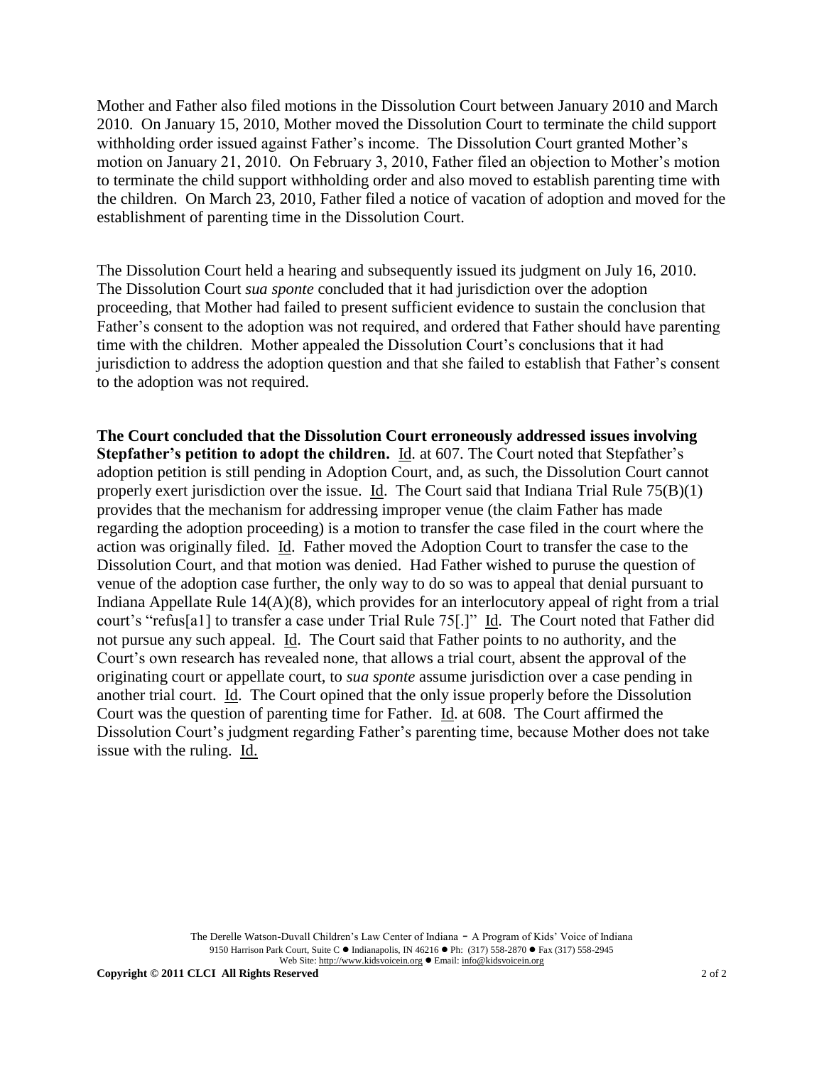Mother and Father also filed motions in the Dissolution Court between January 2010 and March 2010. On January 15, 2010, Mother moved the Dissolution Court to terminate the child support withholding order issued against Father's income. The Dissolution Court granted Mother's motion on January 21, 2010. On February 3, 2010, Father filed an objection to Mother's motion to terminate the child support withholding order and also moved to establish parenting time with the children. On March 23, 2010, Father filed a notice of vacation of adoption and moved for the establishment of parenting time in the Dissolution Court.

The Dissolution Court held a hearing and subsequently issued its judgment on July 16, 2010. The Dissolution Court *sua sponte* concluded that it had jurisdiction over the adoption proceeding, that Mother had failed to present sufficient evidence to sustain the conclusion that Father's consent to the adoption was not required, and ordered that Father should have parenting time with the children. Mother appealed the Dissolution Court's conclusions that it had jurisdiction to address the adoption question and that she failed to establish that Father's consent to the adoption was not required.

**The Court concluded that the Dissolution Court erroneously addressed issues involving Stepfather's petition to adopt the children.** Id. at 607. The Court noted that Stepfather's adoption petition is still pending in Adoption Court, and, as such, the Dissolution Court cannot properly exert jurisdiction over the issue. Id. The Court said that Indiana Trial Rule 75(B)(1) provides that the mechanism for addressing improper venue (the claim Father has made regarding the adoption proceeding) is a motion to transfer the case filed in the court where the action was originally filed. Id. Father moved the Adoption Court to transfer the case to the Dissolution Court, and that motion was denied. Had Father wished to puruse the question of venue of the adoption case further, the only way to do so was to appeal that denial pursuant to Indiana Appellate Rule 14(A)(8), which provides for an interlocutory appeal of right from a trial court's "refus[a1] to transfer a case under Trial Rule 75[.]" Id. The Court noted that Father did not pursue any such appeal. Id. The Court said that Father points to no authority, and the Court's own research has revealed none, that allows a trial court, absent the approval of the originating court or appellate court, to *sua sponte* assume jurisdiction over a case pending in another trial court. Id. The Court opined that the only issue properly before the Dissolution Court was the question of parenting time for Father. Id. at 608. The Court affirmed the Dissolution Court's judgment regarding Father's parenting time, because Mother does not take issue with the ruling. Id.

The Derelle Watson-Duvall Children's Law Center of Indiana - A Program of Kids' Voice of Indiana
9150 Harrison Park Court, Suite C ● Indianapolis, IN 46216 ● Ph: (317) 558-2870 ● Fax (317) 558-2945
Web Site: http://www.kidsvoicein.org ● Email: info@kidsvoicein.org

**Copyright © 2011 CLCI All Rights Reserved**